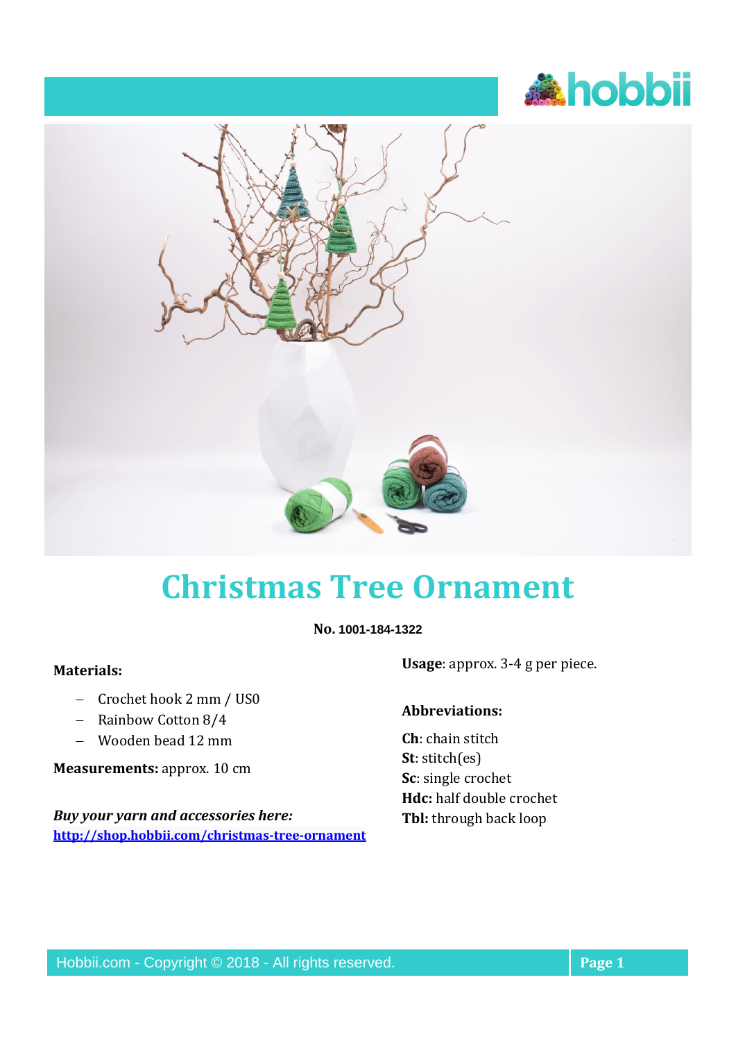# Christmas Tree Ornament

**No. 1001-184-1322**

**Materials:**

- Crochet hook 2 mm / US0
- Rainbow Cotton 8/4
- Wooden bead 12 mm

**Measurements:** approx. 10 cm

***Buy your yarn and accessories here:***
**http://shop.hobbii.com/christmas-tree-ornament**

**Usage**: approx. 3-4 g per piece.

**Abbreviations:**

**Ch**: chain stitch
**St**: stitch(es)
**Sc**: single crochet
**Hdc:** half double crochet
**Tbl:** through back loop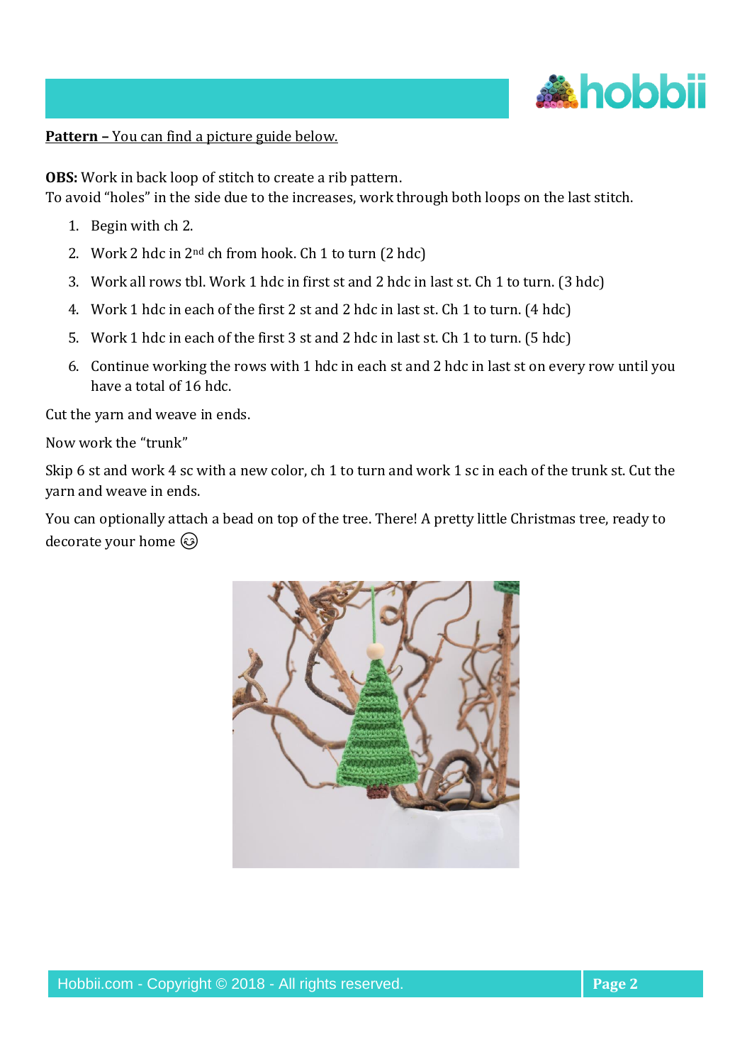**Pattern –** You can find a picture guide below.

**OBS:** Work in back loop of stitch to create a rib pattern.
To avoid "holes" in the side due to the increases, work through both loops on the last stitch.

1. Begin with ch 2.
2. Work 2 hdc in 2nd ch from hook. Ch 1 to turn (2 hdc)
3. Work all rows tbl. Work 1 hdc in first st and 2 hdc in last st. Ch 1 to turn. (3 hdc)
4. Work 1 hdc in each of the first 2 st and 2 hdc in last st. Ch 1 to turn. (4 hdc)
5. Work 1 hdc in each of the first 3 st and 2 hdc in last st. Ch 1 to turn. (5 hdc)
6. Continue working the rows with 1 hdc in each st and 2 hdc in last st on every row until you have a total of 16 hdc.

Cut the yarn and weave in ends.

Now work the "trunk"

Skip 6 st and work 4 sc with a new color, ch 1 to turn and work 1 sc in each of the trunk st. Cut the yarn and weave in ends.

You can optionally attach a bead on top of the tree. There! A pretty little Christmas tree, ready to decorate your home 😊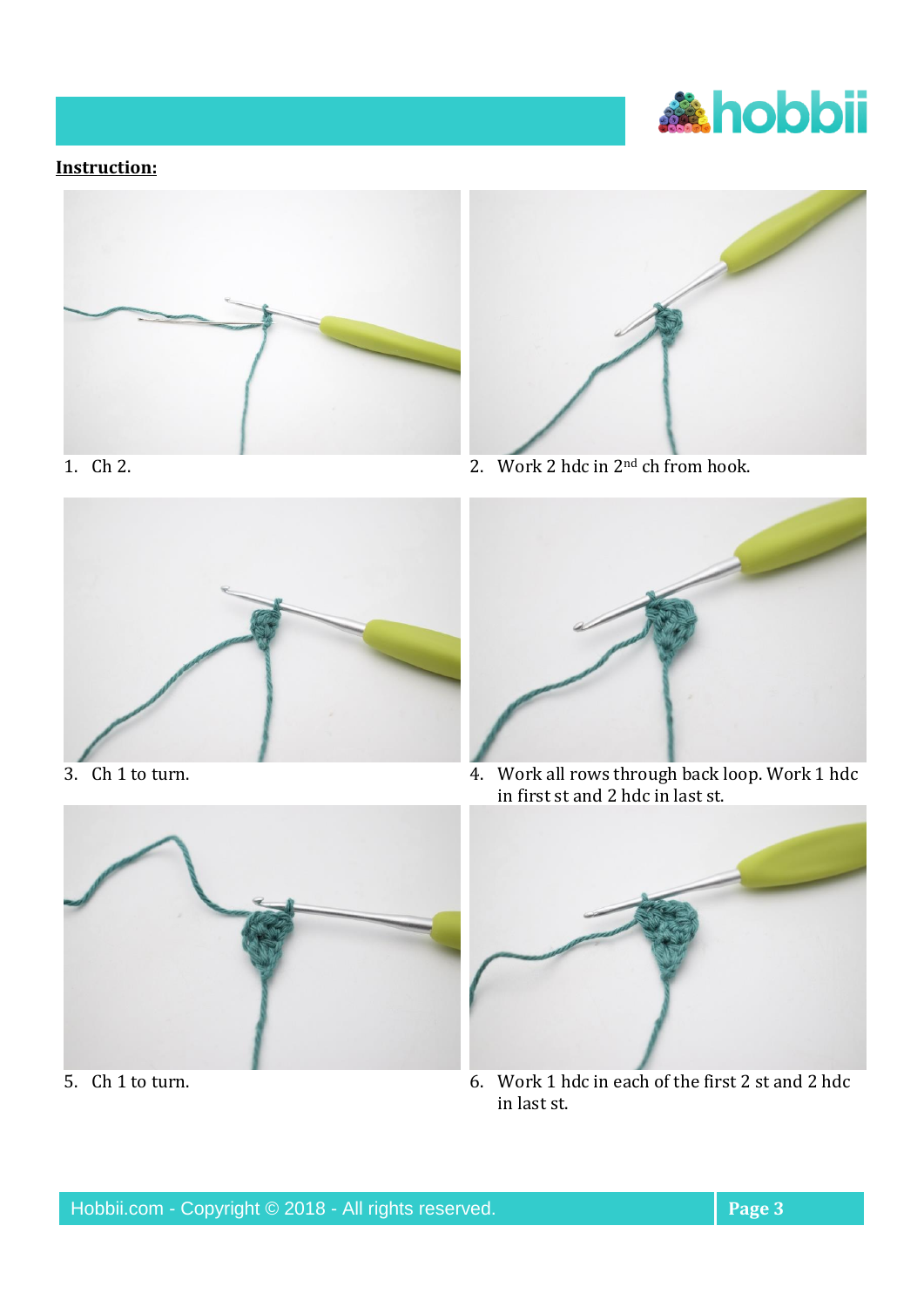**Instruction:**

1. Ch 2.
2. Work 2 hdc in 2nd ch from hook.
3. Ch 1 to turn.
4. Work all rows through back loop. Work 1 hdc in first st and 2 hdc in last st.
5. Ch 1 to turn.
6. Work 1 hdc in each of the first 2 st and 2 hdc in last st.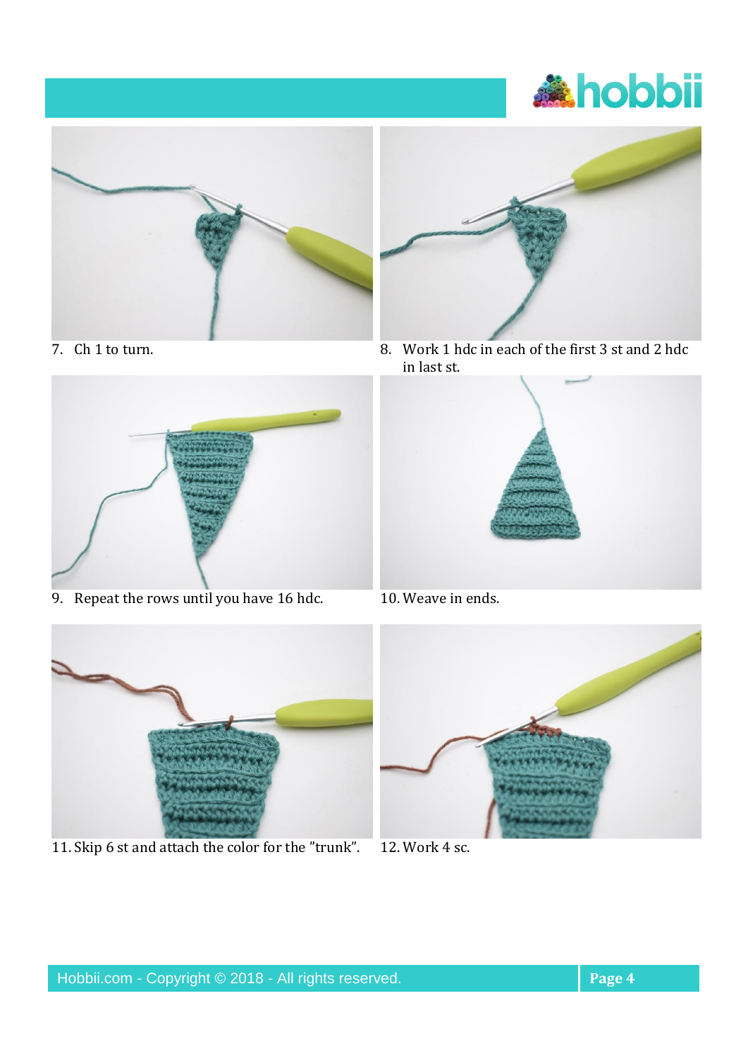7. Ch 1 to turn.

8. Work 1 hdc in each of the first 3 st and 2 hdc in last st.

9. Repeat the rows until you have 16 hdc.

10. Weave in ends.

11. Skip 6 st and attach the color for the "trunk".

12. Work 4 sc.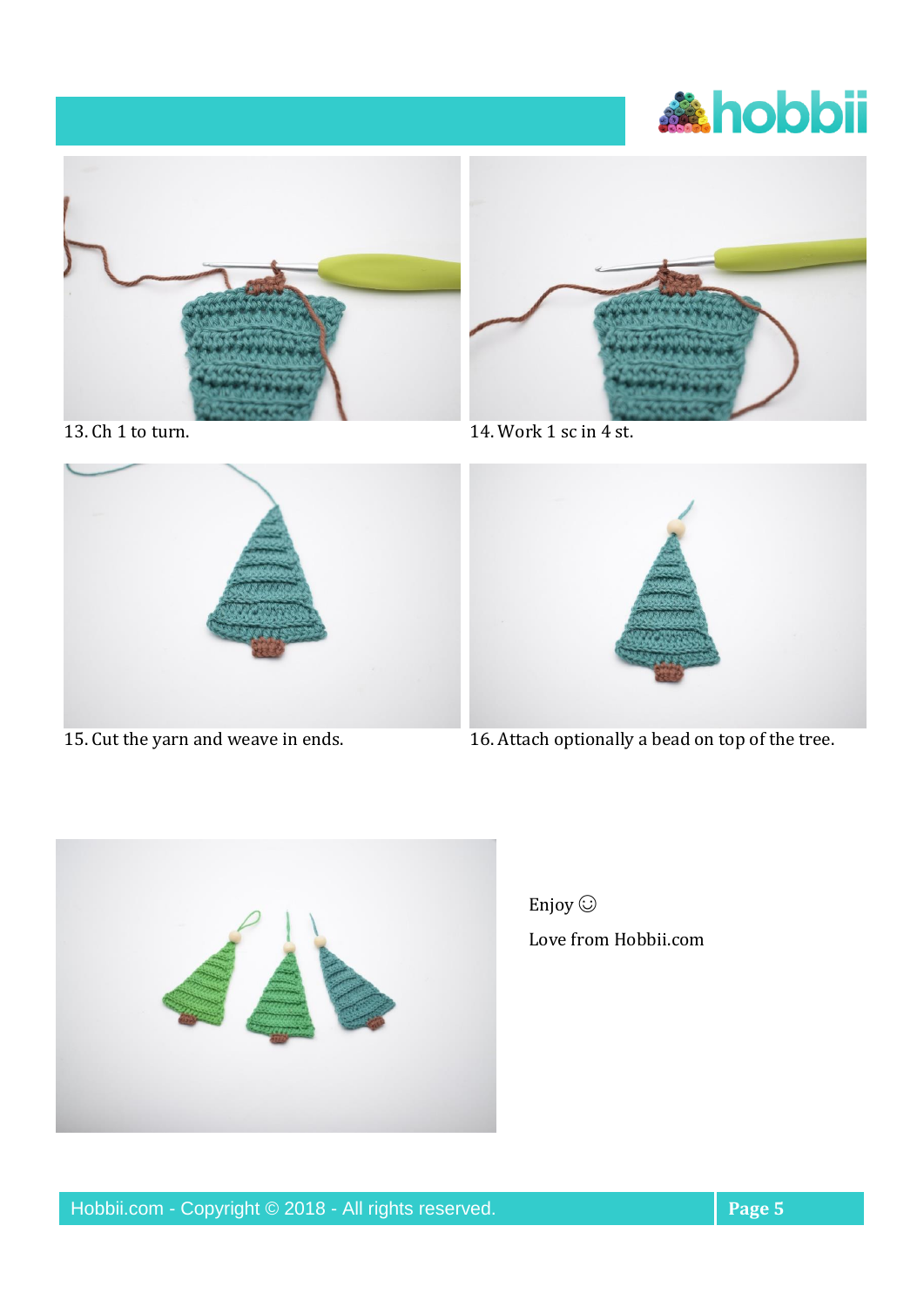13. Ch 1 to turn.

14. Work 1 sc in 4 st.

15. Cut the yarn and weave in ends.

16. Attach optionally a bead on top of the tree.

Enjoy ☺

Love from Hobbii.com